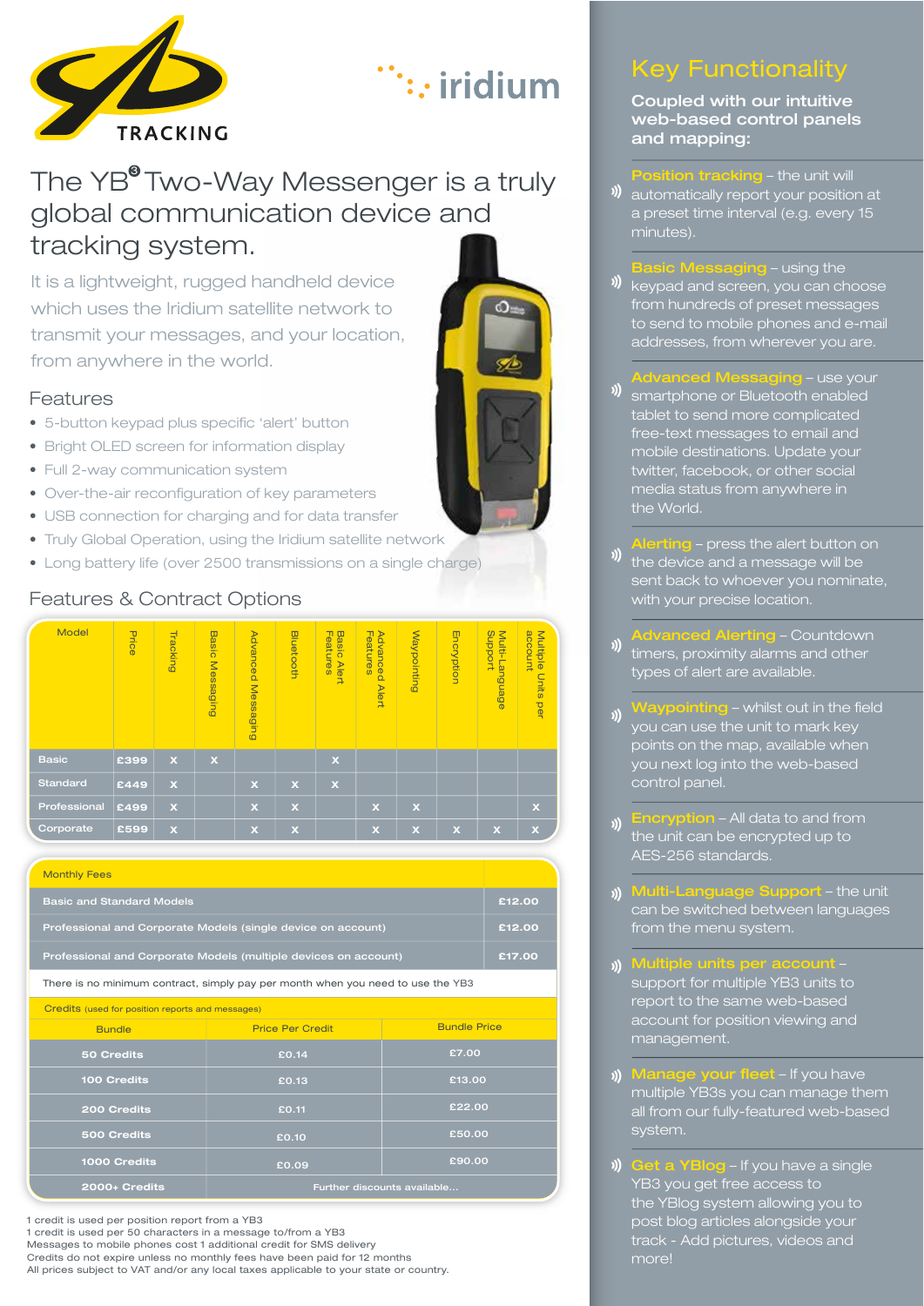# The YB3 Two-Way Messenger is a truly global communication device and tracking system.

It is a lightweight, rugged handheld device which uses the Iridium satellite network to transmit your messages, and your location, from anywhere in the world.

## Features

- 5-button keypad plus specific 'alert' button
- Bright OLED screen for information display
- Full 2-way communication system
- Over-the-air reconfiguration of key parameters
- USB connection for charging and for data transfer
- Truly Global Operation, using the Iridium satellite network
- Long battery life (over 2500 transmissions on a single charge)

## Features & Contract Options

| Model | Price | Tracking | Basic Messaging | Advanced Messaging | Bluetooth | Basic Alert Features | Advanced Alert Features | Waypointing | Encryption | Multi-Language Support | Multiple Units per account |
|---|---|---|---|---|---|---|---|---|---|---|---|
| Basic | £399 | x | x | | | x | | | | | |
| Standard | £449 | x | | x | x | x | | | | | |
| Professional | £499 | x | | x | x | | x | x | | | x |
| Corporate | £599 | x | | x | x | | x | x | x | x | x |

| Monthly Fees | |
|---|---|
| Basic and Standard Models | £12.00 |
| Professional and Corporate Models (single device on account) | £12.00 |
| Professional and Corporate Models (multiple devices on account) | £17.00 |

There is no minimum contract, simply pay per month when you need to use the YB3

**Credits** (used for position reports and messages)

| Bundle | Price Per Credit | Bundle Price |
|---|---|---|
| 50 Credits | £0.14 | £7.00 |
| 100 Credits | £0.13 | £13.00 |
| 200 Credits | £0.11 | £22.00 |
| 500 Credits | £0.10 | £50.00 |
| 1000 Credits | £0.09 | £90.00 |
| 2000+ Credits | Further discounts available... | |

1 credit is used per position report from a YB3
1 credit is used per 50 characters in a message to/from a YB3
Messages to mobile phones cost 1 additional credit for SMS delivery
Credits do not expire unless no monthly fees have been paid for 12 months
All prices subject to VAT and/or any local taxes applicable to your state or country.

## Key Functionality

**Coupled with our intuitive web-based control panels and mapping:**

- **Position tracking** – the unit will automatically report your position at a preset time interval (e.g. every 15 minutes).
- **Basic Messaging** – using the keypad and screen, you can choose from hundreds of preset messages to send to mobile phones and e-mail addresses, from wherever you are.
- **Advanced Messaging** – use your smartphone or Bluetooth enabled tablet to send more complicated free-text messages to email and mobile destinations. Update your twitter, facebook, or other social media status from anywhere in the World.
- **Alerting** – press the alert button on the device and a message will be sent back to whoever you nominate, with your precise location.
- **Advanced Alerting** – Countdown timers, proximity alarms and other types of alert are available.
- **Waypointing** – whilst out in the field you can use the unit to mark key points on the map, available when you next log into the web-based control panel.
- **Encryption** – All data to and from the unit can be encrypted up to AES-256 standards.
- **Multi-Language Support** – the unit can be switched between languages from the menu system.
- **Multiple units per account** – support for multiple YB3 units to report to the same web-based account for position viewing and management.
- **Manage your fleet** – If you have multiple YB3s you can manage them all from our fully-featured web-based system.
- **Get a YBlog** – If you have a single YB3 you get free access to the YBlog system allowing you to post blog articles alongside your track - Add pictures, videos and more!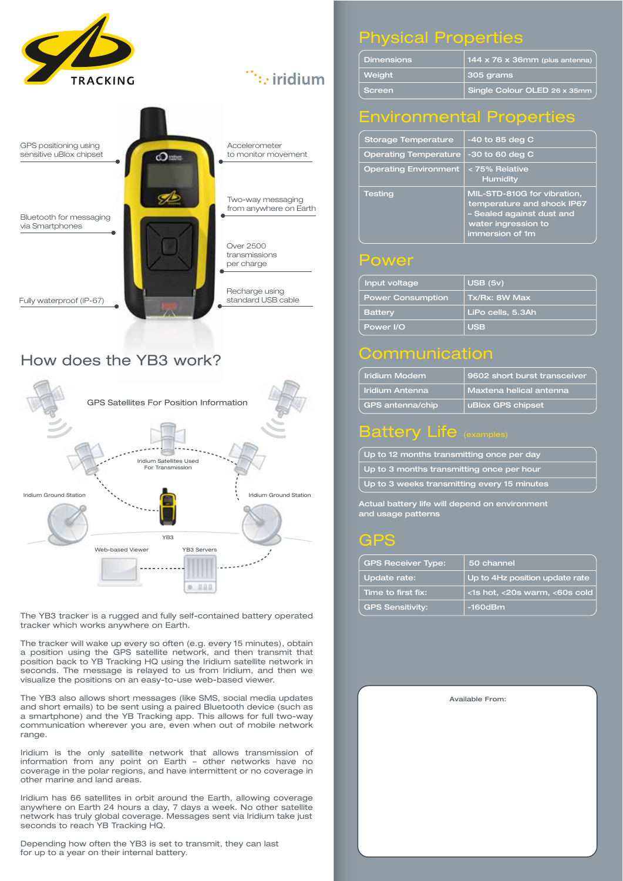TRACKING

iridium

GPS positioning using sensitive uBlox chipset

Bluetooth for messaging via Smartphones

Fully waterproof (IP-67)

Accelerometer to monitor movement

Two-way messaging from anywhere on Earth

Over 2500 transmissions per charge

Recharge using standard USB cable

## How does the YB3 work?

GPS Satellites For Position Information

Iridium Satellites Used For Transmission

Iridium Ground Station

Iridium Ground Station

YB3

Web-based Viewer

YB3 Servers

The YB3 tracker is a rugged and fully self-contained battery operated tracker which works anywhere on Earth.

The tracker will wake up every so often (e.g. every 15 minutes), obtain a position using the GPS satellite network, and then transmit that position back to YB Tracking HQ using the Iridium satellite network in seconds. The message is relayed to us from Iridium, and then we visualize the positions on an easy-to-use web-based viewer.

The YB3 also allows short messages (like SMS, social media updates and short emails) to be sent using a paired Bluetooth device (such as a smartphone) and the YB Tracking app. This allows for full two-way communication wherever you are, even when out of mobile network range.

Iridium is the only satellite network that allows transmission of information from any point on Earth – other networks have no coverage in the polar regions, and have intermittent or no coverage in other marine and land areas.

Iridium has 66 satellites in orbit around the Earth, allowing coverage anywhere on Earth 24 hours a day, 7 days a week. No other satellite network has truly global coverage. Messages sent via Iridium take just seconds to reach YB Tracking HQ.

Depending how often the YB3 is set to transmit, they can last for up to a year on their internal battery.

## Physical Properties

| | |
|---|---|
| Dimensions | 144 x 76 x 36mm (plus antenna) |
| Weight | 305 grams |
| Screen | Single Colour OLED 26 x 35mm |

## Environmental Properties

| | |
|---|---|
| Storage Temperature | -40 to 85 deg C |
| Operating Temperature | -30 to 60 deg C |
| Operating Environment | < 75% Relative Humidity |
| Testing | MIL-STD-810G for vibration, temperature and shock IP67 – Sealed against dust and water ingression to immersion of 1m |

## Power

| | |
|---|---|
| Input voltage | USB (5v) |
| Power Consumption | Tx/Rx: 8W Max |
| Battery | LiPo cells, 5.3Ah |
| Power I/O | USB |

## Communication

| | |
|---|---|
| Iridium Modem | 9602 short burst transceiver |
| Iridium Antenna | Maxtena helical antenna |
| GPS antenna/chip | uBlox GPS chipset |

## Battery Life (examples)

| |
|---|
| Up to 12 months transmitting once per day |
| Up to 3 months transmitting once per hour |
| Up to 3 weeks transmitting every 15 minutes |

Actual battery life will depend on environment and usage patterns

## GPS

| | |
|---|---|
| GPS Receiver Type: | 50 channel |
| Update rate: | Up to 4Hz position update rate |
| Time to first fix: | <1s hot, <20s warm, <60s cold |
| GPS Sensitivity: | -160dBm |

Available From: